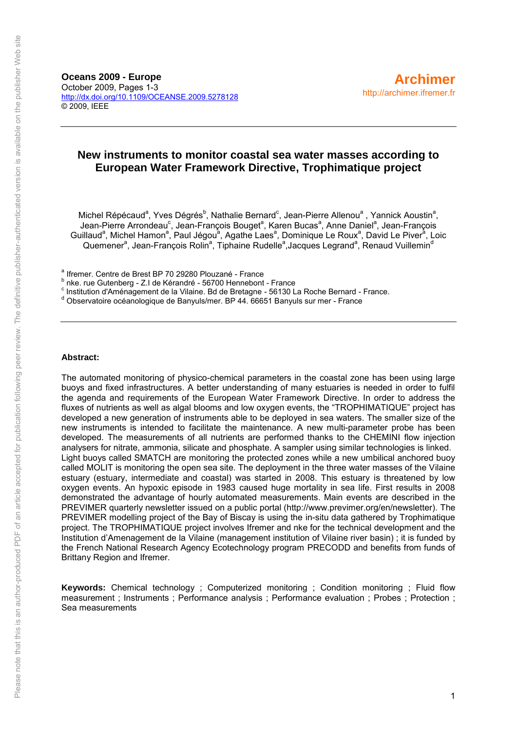**Oceans 2009 - Europe**
October 2009, Pages 1-3
http://dx.doi.org/10.1109/OCEANSE.2009.5278128
© 2009, IEEE

**Archimer**
http://archimer.ifremer.fr

# New instruments to monitor coastal sea water masses according to European Water Framework Directive, Trophimatique project

Michel Répécaud[a], Yves Dégrés[b], Nathalie Bernard[c], Jean-Pierre Allenou[a], Yannick Aoustin[a], Jean-Pierre Arrondeau[c], Jean-François Bouget[a], Karen Bucas[a], Anne Daniel[a], Jean-François Guillaud[a], Michel Hamon[a], Paul Jégou[a], Agathe Laes[a], Dominique Le Roux[a], David Le Piver[a], Loic Quemener[a], Jean-François Rolin[a], Tiphaine Rudelle[a], Jacques Legrand[a], Renaud Vuillemin[d]

[a] Ifremer. Centre de Brest BP 70 29280 Plouzané - France
[b] nke. rue Gutenberg - Z.I de Kérandré - 56700 Hennebont - France
[c] Institution d'Aménagement de la Vilaine. Bd de Bretagne - 56130 La Roche Bernard - France.
[d] Observatoire océanologique de Banyuls/mer. BP 44. 66651 Banyuls sur mer - France

**Abstract:**

The automated monitoring of physico-chemical parameters in the coastal zone has been using large buoys and fixed infrastructures. A better understanding of many estuaries is needed in order to fulfil the agenda and requirements of the European Water Framework Directive. In order to address the fluxes of nutrients as well as algal blooms and low oxygen events, the "TROPHIMATIQUE" project has developed a new generation of instruments able to be deployed in sea waters. The smaller size of the new instruments is intended to facilitate the maintenance. A new multi-parameter probe has been developed. The measurements of all nutrients are performed thanks to the CHEMINI flow injection analysers for nitrate, ammonia, silicate and phosphate. A sampler using similar technologies is linked.
Light buoys called SMATCH are monitoring the protected zones while a new umbilical anchored buoy called MOLIT is monitoring the open sea site. The deployment in the three water masses of the Vilaine estuary (estuary, intermediate and coastal) was started in 2008. This estuary is threatened by low oxygen events. An hypoxic episode in 1983 caused huge mortality in sea life. First results in 2008 demonstrated the advantage of hourly automated measurements. Main events are described in the PREVIMER quarterly newsletter issued on a public portal (http://www.previmer.org/en/newsletter). The PREVIMER modelling project of the Bay of Biscay is using the in-situ data gathered by Trophimatique project. The TROPHIMATIQUE project involves Ifremer and nke for the technical development and the Institution d'Amenagement de la Vilaine (management institution of Vilaine river basin) ; it is funded by the French National Research Agency Ecotechnology program PRECODD and benefits from funds of Brittany Region and Ifremer.

**Keywords:** Chemical technology ; Computerized monitoring ; Condition monitoring ; Fluid flow measurement ; Instruments ; Performance analysis ; Performance evaluation ; Probes ; Protection ; Sea measurements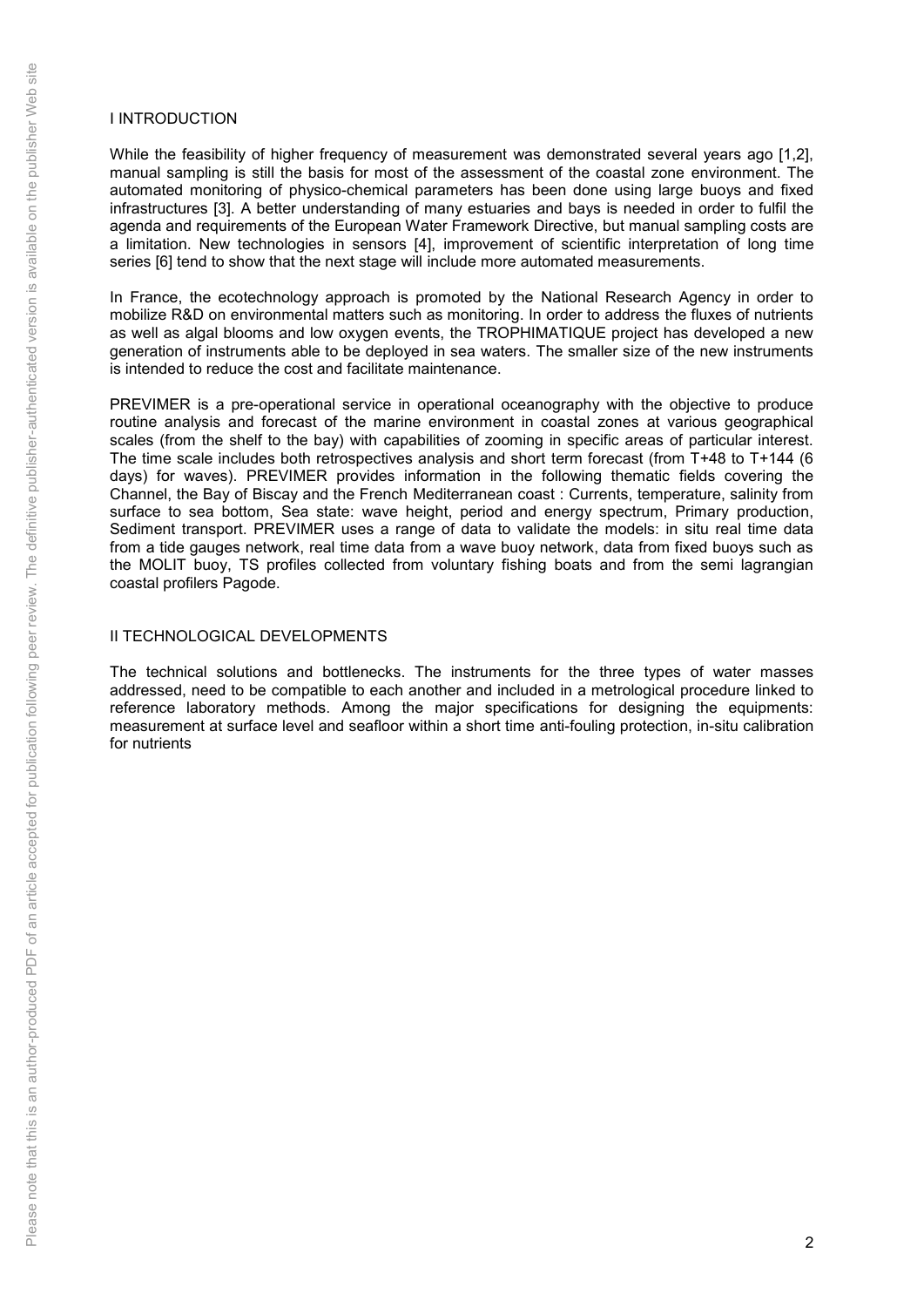## I INTRODUCTION

While the feasibility of higher frequency of measurement was demonstrated several years ago [1,2], manual sampling is still the basis for most of the assessment of the coastal zone environment. The automated monitoring of physico-chemical parameters has been done using large buoys and fixed infrastructures [3]. A better understanding of many estuaries and bays is needed in order to fulfil the agenda and requirements of the European Water Framework Directive, but manual sampling costs are a limitation. New technologies in sensors [4], improvement of scientific interpretation of long time series [6] tend to show that the next stage will include more automated measurements.

In France, the ecotechnology approach is promoted by the National Research Agency in order to mobilize R&D on environmental matters such as monitoring. In order to address the fluxes of nutrients as well as algal blooms and low oxygen events, the TROPHIMATIQUE project has developed a new generation of instruments able to be deployed in sea waters. The smaller size of the new instruments is intended to reduce the cost and facilitate maintenance.

PREVIMER is a pre-operational service in operational oceanography with the objective to produce routine analysis and forecast of the marine environment in coastal zones at various geographical scales (from the shelf to the bay) with capabilities of zooming in specific areas of particular interest. The time scale includes both retrospectives analysis and short term forecast (from T+48 to T+144 (6 days) for waves). PREVIMER provides information in the following thematic fields covering the Channel, the Bay of Biscay and the French Mediterranean coast : Currents, temperature, salinity from surface to sea bottom, Sea state: wave height, period and energy spectrum, Primary production, Sediment transport. PREVIMER uses a range of data to validate the models: in situ real time data from a tide gauges network, real time data from a wave buoy network, data from fixed buoys such as the MOLIT buoy, TS profiles collected from voluntary fishing boats and from the semi lagrangian coastal profilers Pagode.

## II TECHNOLOGICAL DEVELOPMENTS

The technical solutions and bottlenecks. The instruments for the three types of water masses addressed, need to be compatible to each another and included in a metrological procedure linked to reference laboratory methods. Among the major specifications for designing the equipments: measurement at surface level and seafloor within a short time anti-fouling protection, in-situ calibration for nutrients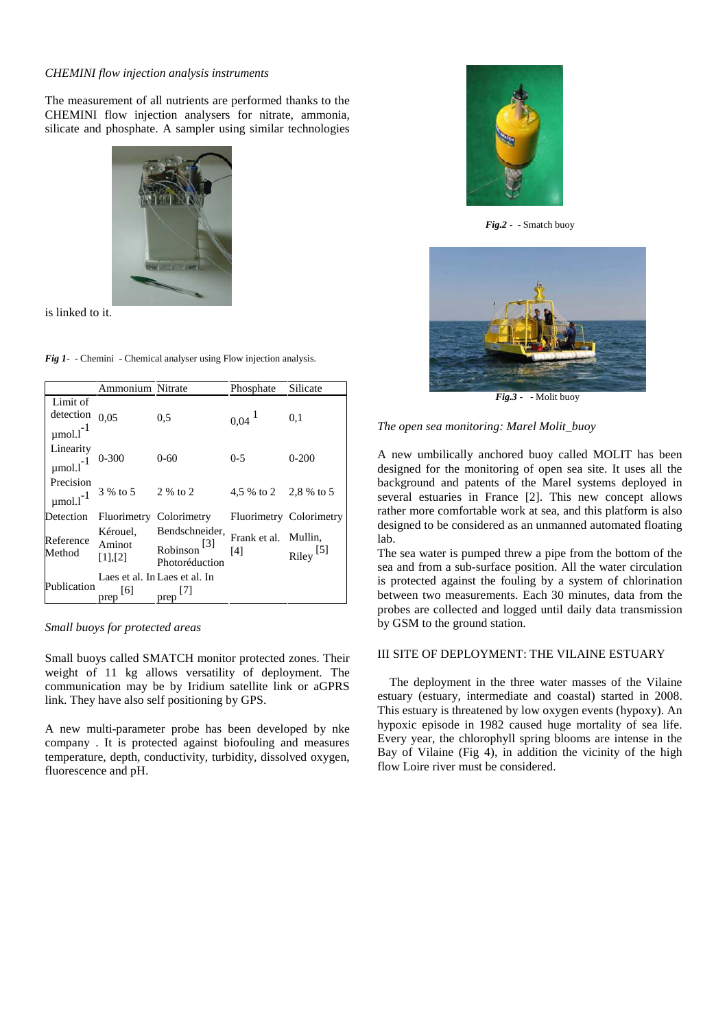*CHEMINI flow injection analysis instruments*

The measurement of all nutrients are performed thanks to the CHEMINI flow injection analysers for nitrate, ammonia, silicate and phosphate. A sampler using similar technologies is linked to it.

***Fig 1*** - - Chemini - Chemical analyser using Flow injection analysis.

| | Ammonium | Nitrate | Phosphate | Silicate |
|---|---|---|---|---|
| Limit of detection $\mu mol.l^{-1}$ | 0,05 | 0,5 | 0,04 [1] | 0,1 |
| Linearity $\mu mol.l^{-1}$ | 0-300 | 0-60 | 0-5 | 0-200 |
| Precision $\mu mol.l^{-1}$ | 3 % to 5 | 2 % to 2 | 4,5 % to 2 | 2,8 % to 5 |
| Detection | Fluorimetry | Colorimetry | Fluorimetry | Colorimetry |
| Reference Method | Kérouel, Aminot [1],[2] | Bendschneider, Robinson [3] Photoréduction | Frank et al. [4] | Mullin, Riley [5] |
| Publication | Laes et al. In prep [6] | Laes et al. In prep [7] | | |

*Small buoys for protected areas*

Small buoys called SMATCH monitor protected zones. Their weight of 11 kg allows versatility of deployment. The communication may be by Iridium satellite link or aGPRS link. They have also self positioning by GPS.

A new multi-parameter probe has been developed by nke company . It is protected against biofouling and measures temperature, depth, conductivity, turbidity, dissolved oxygen, fluorescence and pH.

***Fig.2*** - - Smatch buoy

***Fig.3*** - - Molit buoy

*The open sea monitoring: Marel Molit_buoy*

A new umbilically anchored buoy called MOLIT has been designed for the monitoring of open sea site. It uses all the background and patents of the Marel systems deployed in several estuaries in France [2]. This new concept allows rather more comfortable work at sea, and this platform is also designed to be considered as an unmanned automated floating lab.

The sea water is pumped threw a pipe from the bottom of the sea and from a sub-surface position. All the water circulation is protected against the fouling by a system of chlorination between two measurements. Each 30 minutes, data from the probes are collected and logged until daily data transmission by GSM to the ground station.

## III SITE OF DEPLOYMENT: THE VILAINE ESTUARY

The deployment in the three water masses of the Vilaine estuary (estuary, intermediate and coastal) started in 2008. This estuary is threatened by low oxygen events (hypoxy). An hypoxic episode in 1982 caused huge mortality of sea life. Every year, the chlorophyll spring blooms are intense in the Bay of Vilaine (Fig 4), in addition the vicinity of the high flow Loire river must be considered.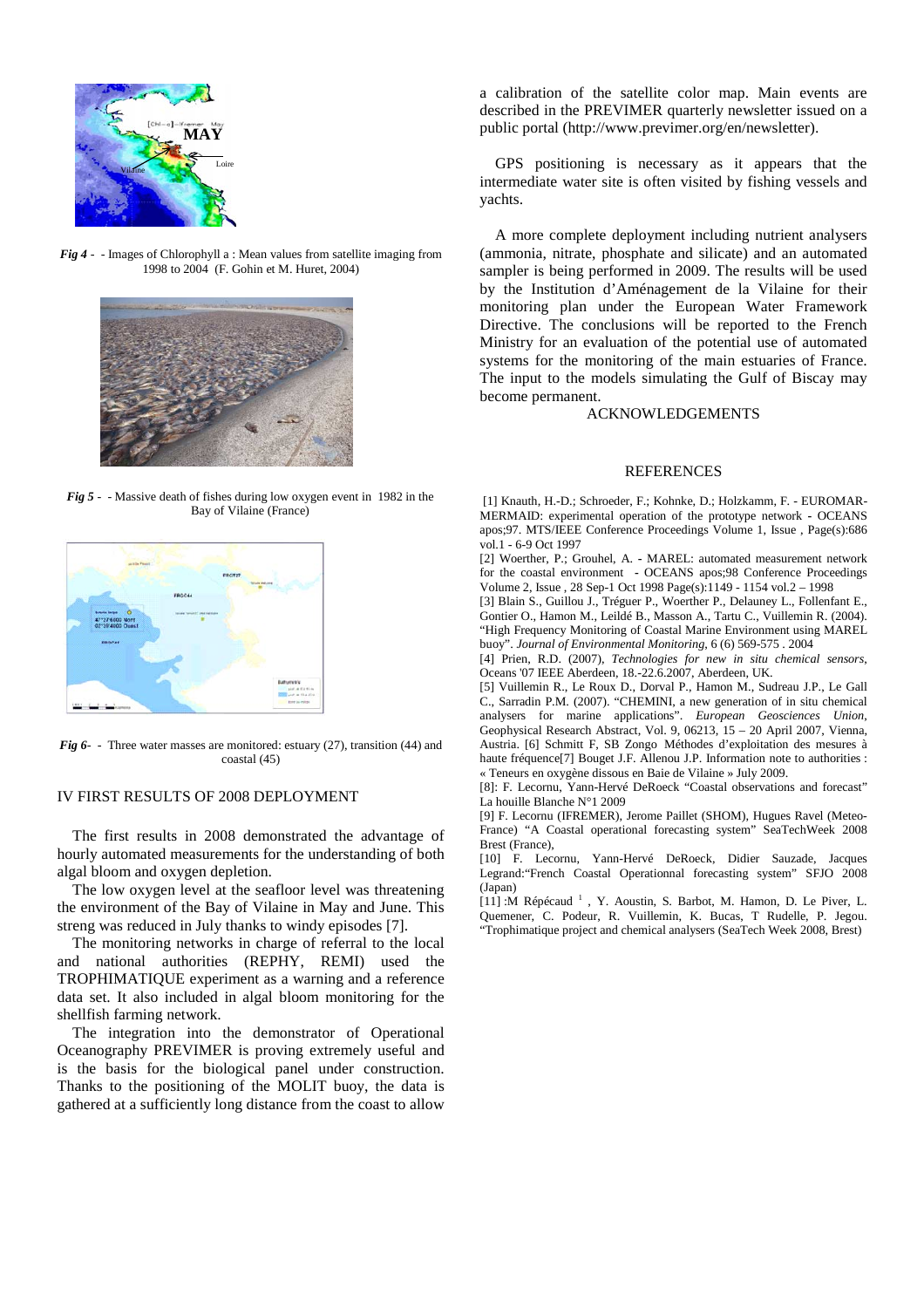*Fig 4* - - Images of Chlorophyll a : Mean values from satellite imaging from 1998 to 2004 (F. Gohin et M. Huret, 2004)

*Fig 5* - - Massive death of fishes during low oxygen event in 1982 in the Bay of Vilaine (France)

*Fig 6*- - Three water masses are monitored: estuary (27), transition (44) and coastal (45)

## IV FIRST RESULTS OF 2008 DEPLOYMENT

The first results in 2008 demonstrated the advantage of hourly automated measurements for the understanding of both algal bloom and oxygen depletion.

The low oxygen level at the seafloor level was threatening the environment of the Bay of Vilaine in May and June. This streng was reduced in July thanks to windy episodes [7].

The monitoring networks in charge of referral to the local and national authorities (REPHY, REMI) used the TROPHIMATIQUE experiment as a warning and a reference data set. It also included in algal bloom monitoring for the shellfish farming network.

The integration into the demonstrator of Operational Oceanography PREVIMER is proving extremely useful and is the basis for the biological panel under construction. Thanks to the positioning of the MOLIT buoy, the data is gathered at a sufficiently long distance from the coast to allow a calibration of the satellite color map. Main events are described in the PREVIMER quarterly newsletter issued on a public portal (http://www.previmer.org/en/newsletter).

GPS positioning is necessary as it appears that the intermediate water site is often visited by fishing vessels and yachts.

A more complete deployment including nutrient analysers (ammonia, nitrate, phosphate and silicate) and an automated sampler is being performed in 2009. The results will be used by the Institution d'Aménagement de la Vilaine for their monitoring plan under the European Water Framework Directive. The conclusions will be reported to the French Ministry for an evaluation of the potential use of automated systems for the monitoring of the main estuaries of France. The input to the models simulating the Gulf of Biscay may become permanent.

## ACKNOWLEDGEMENTS

## REFERENCES

[1] Knauth, H.-D.; Schroeder, F.; Kohnke, D.; Holzkamm, F. - EUROMAR-MERMAID: experimental operation of the prototype network - OCEANS apos;97. MTS/IEEE Conference Proceedings Volume 1, Issue , Page(s):686 vol.1 - 6-9 Oct 1997

[2] Woerther, P.; Grouhel, A. - MAREL: automated measurement network for the coastal environment - OCEANS apos;98 Conference Proceedings Volume 2, Issue , 28 Sep-1 Oct 1998 Page(s):1149 - 1154 vol.2 – 1998

[3] Blain S., Guillou J., Tréguer P., Woerther P., Delauney L., Follenfant E., Gontier O., Hamon M., Leildé B., Masson A., Tartu C., Vuillemin R. (2004). "High Frequency Monitoring of Coastal Marine Environment using MAREL buoy". *Journal of Environmental Monitoring*, 6 (6) 569-575 . 2004

[4] Prien, R.D. (2007), *Technologies for new in situ chemical sensors*, Oceans '07 IEEE Aberdeen, 18.-22.6.2007, Aberdeen, UK.

[5] Vuillemin R., Le Roux D., Dorval P., Hamon M., Sudreau J.P., Le Gall C., Sarradin P.M. (2007). "CHEMINI, a new generation of in situ chemical analysers for marine applications". *European Geosciences Union*, Geophysical Research Abstract, Vol. 9, 06213, 15 – 20 April 2007, Vienna, Austria. [6] Schmitt F, SB Zongo Méthodes d'exploitation des mesures à haute fréquence[7] Bouget J.F. Allenou J.P. Information note to authorities : « Teneurs en oxygène dissous en Baie de Vilaine » July 2009.

[8]: F. Lecornu, Yann-Hervé DeRoeck "Coastal observations and forecast" La houille Blanche N°1 2009

[9] F. Lecornu (IFREMER), Jerome Paillet (SHOM), Hugues Ravel (Meteo-France) "A Coastal operational forecasting system" SeaTechWeek 2008 Brest (France),

[10] F. Lecornu, Yann-Hervé DeRoeck, Didier Sauzade, Jacques Legrand:"French Coastal Operationnal forecasting system" SFJO 2008 (Japan)

[11] :M Répécaud [1] , Y. Aoustin, S. Barbot, M. Hamon, D. Le Piver, L. Quemener, C. Podeur, R. Vuillemin, K. Bucas, T Rudelle, P. Jegou. "Trophimatique project and chemical analysers (SeaTech Week 2008, Brest)